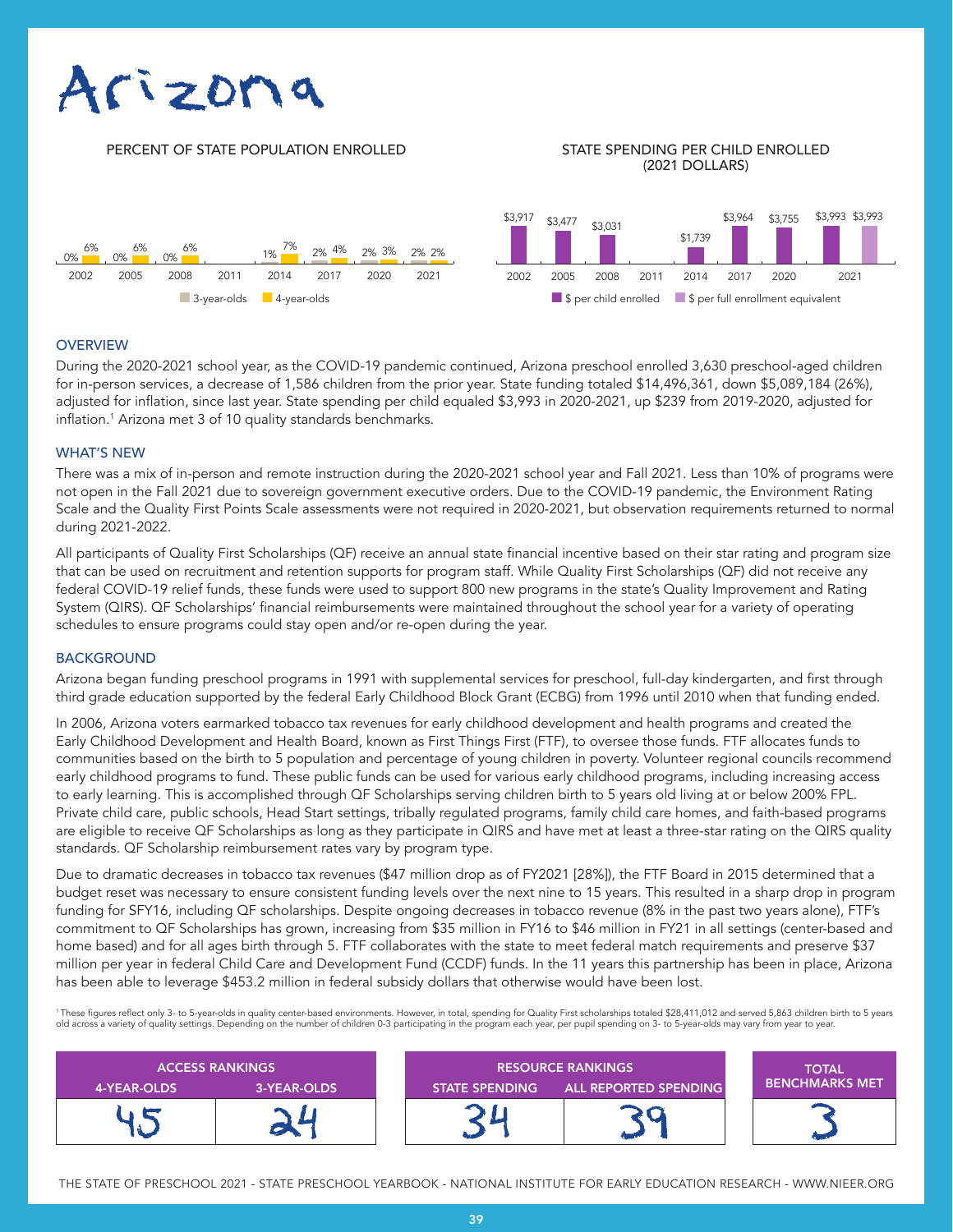# Arizona

## PERCENT OF STATE POPULATION ENROLLED

| Year | 3-year-olds | 4-year-olds |
|---|---|---|
| 2002 | 0% | 6% |
| 2005 | 0% | 6% |
| 2008 | 0% | 6% |
| 2011 | | |
| 2014 | 1% | 7% |
| 2017 | 2% | 4% |
| 2020 | 2% | 3% |
| 2021 | 2% | 2% |

## STATE SPENDING PER CHILD ENROLLED (2021 DOLLARS)

| Year | $ per child enrolled | $ per full enrollment equivalent |
|---|---|---|
| 2002 | $3,917 | |
| 2005 | $3,477 | |
| 2008 | $3,031 | |
| 2011 | | |
| 2014 | $1,739 | |
| 2017 | $3,964 | |
| 2020 | $3,755 | |
| 2021 | $3,993 | $3,993 |

### OVERVIEW

During the 2020-2021 school year, as the COVID-19 pandemic continued, Arizona preschool enrolled 3,630 preschool-aged children for in-person services, a decrease of 1,586 children from the prior year. State funding totaled $14,496,361, down $5,089,184 (26%), adjusted for inflation, since last year. State spending per child equaled $3,993 in 2020-2021, up $239 from 2019-2020, adjusted for inflation.[1] Arizona met 3 of 10 quality standards benchmarks.

### WHAT'S NEW

There was a mix of in-person and remote instruction during the 2020-2021 school year and Fall 2021. Less than 10% of programs were not open in the Fall 2021 due to sovereign government executive orders. Due to the COVID-19 pandemic, the Environment Rating Scale and the Quality First Points Scale assessments were not required in 2020-2021, but observation requirements returned to normal during 2021-2022.

All participants of Quality First Scholarships (QF) receive an annual state financial incentive based on their star rating and program size that can be used on recruitment and retention supports for program staff. While Quality First Scholarships (QF) did not receive any federal COVID-19 relief funds, these funds were used to support 800 new programs in the state's Quality Improvement and Rating System (QIRS). QF Scholarships' financial reimbursements were maintained throughout the school year for a variety of operating schedules to ensure programs could stay open and/or re-open during the year.

### BACKGROUND

Arizona began funding preschool programs in 1991 with supplemental services for preschool, full-day kindergarten, and first through third grade education supported by the federal Early Childhood Block Grant (ECBG) from 1996 until 2010 when that funding ended.

In 2006, Arizona voters earmarked tobacco tax revenues for early childhood development and health programs and created the Early Childhood Development and Health Board, known as First Things First (FTF), to oversee those funds. FTF allocates funds to communities based on the birth to 5 population and percentage of young children in poverty. Volunteer regional councils recommend early childhood programs to fund. These public funds can be used for various early childhood programs, including increasing access to early learning. This is accomplished through QF Scholarships serving children birth to 5 years old living at or below 200% FPL. Private child care, public schools, Head Start settings, tribally regulated programs, family child care homes, and faith-based programs are eligible to receive QF Scholarships as long as they participate in QIRS and have met at least a three-star rating on the QIRS quality standards. QF Scholarship reimbursement rates vary by program type.

Due to dramatic decreases in tobacco tax revenues ($47 million drop as of FY2021 [28%]), the FTF Board in 2015 determined that a budget reset was necessary to ensure consistent funding levels over the next nine to 15 years. This resulted in a sharp drop in program funding for SFY16, including QF scholarships. Despite ongoing decreases in tobacco revenue (8% in the past two years alone), FTF's commitment to QF Scholarships has grown, increasing from $35 million in FY16 to $46 million in FY21 in all settings (center-based and home based) and for all ages birth through 5. FTF collaborates with the state to meet federal match requirements and preserve $37 million per year in federal Child Care and Development Fund (CCDF) funds. In the 11 years this partnership has been in place, Arizona has been able to leverage $453.2 million in federal subsidy dollars that otherwise would have been lost.

[1] These figures reflect only 3- to 5-year-olds in quality center-based environments. However, in total, spending for Quality First scholarships totaled $28,411,012 and served 5,863 children birth to 5 years old across a variety of quality settings. Depending on the number of children 0-3 participating in the program each year, per pupil spending on 3- to 5-year-olds may vary from year to year.

| ACCESS RANKINGS | | RESOURCE RANKINGS | | TOTAL BENCHMARKS MET |
|---|---|---|---|---|
| 4-YEAR-OLDS | 3-YEAR-OLDS | STATE SPENDING | ALL REPORTED SPENDING | |
| 45 | 24 | 34 | 39 | 3 |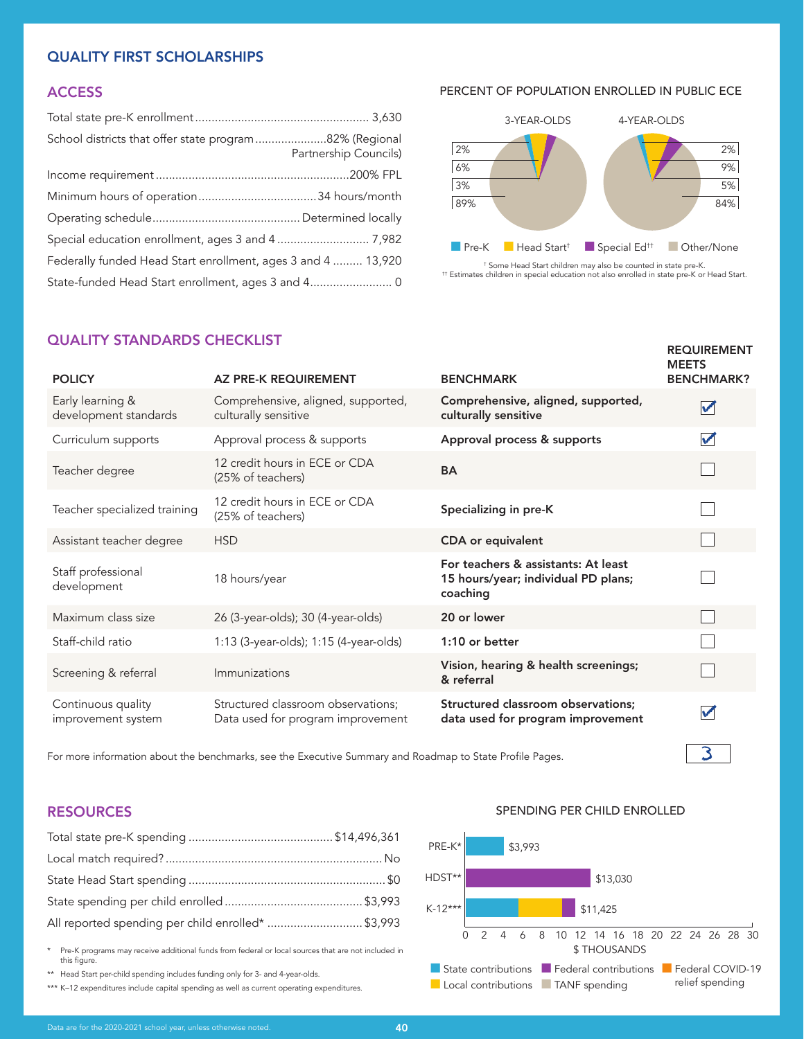## QUALITY FIRST SCHOLARSHIPS

### ACCESS

| | |
|---|---|
| Total state pre-K enrollment | 3,630 |
| School districts that offer state program | 82% (Regional Partnership Councils) |
| Income requirement | 200% FPL |
| Minimum hours of operation | 34 hours/month |
| Operating schedule | Determined locally |
| Special education enrollment, ages 3 and 4 | 7,982 |
| Federally funded Head Start enrollment, ages 3 and 4 | 13,920 |
| State-funded Head Start enrollment, ages 3 and 4 | 0 |

PERCENT OF POPULATION ENROLLED IN PUBLIC ECE

3-YEAR-OLDS

2%
6%
3%
89%

4-YEAR-OLDS

2%
9%
5%
84%

Pre-K  Head Start†  Special Ed††  Other/None

† Some Head Start children may also be counted in state pre-K.
†† Estimates children in special education not also enrolled in state pre-K or Head Start.

### QUALITY STANDARDS CHECKLIST

| POLICY | AZ PRE-K REQUIREMENT | BENCHMARK | REQUIREMENT MEETS BENCHMARK? |
|---|---|---|---|
| Early learning & development standards | Comprehensive, aligned, supported, culturally sensitive | **Comprehensive, aligned, supported, culturally sensitive** | ☑ |
| Curriculum supports | Approval process & supports | **Approval process & supports** | ☑ |
| Teacher degree | 12 credit hours in ECE or CDA (25% of teachers) | **BA** | ☐ |
| Teacher specialized training | 12 credit hours in ECE or CDA (25% of teachers) | **Specializing in pre-K** | ☐ |
| Assistant teacher degree | HSD | **CDA or equivalent** | ☐ |
| Staff professional development | 18 hours/year | **For teachers & assistants: At least 15 hours/year; individual PD plans; coaching** | ☐ |
| Maximum class size | 26 (3-year-olds); 30 (4-year-olds) | **20 or lower** | ☐ |
| Staff-child ratio | 1:13 (3-year-olds); 1:15 (4-year-olds) | **1:10 or better** | ☐ |
| Screening & referral | Immunizations | **Vision, hearing & health screenings; & referral** | ☐ |
| Continuous quality improvement system | Structured classroom observations; Data used for program improvement | **Structured classroom observations; data used for program improvement** | ☑ |

For more information about the benchmarks, see the Executive Summary and Roadmap to State Profile Pages. **3**

### RESOURCES

| | |
|---|---|
| Total state pre-K spending | $14,496,361 |
| Local match required? | No |
| State Head Start spending | $0 |
| State spending per child enrolled | $3,993 |
| All reported spending per child enrolled* | $3,993 |

\* Pre-K programs may receive additional funds from federal or local sources that are not included in this figure.

** Head Start per-child spending includes funding only for 3- and 4-year-olds.

*** K–12 expenditures include capital spending as well as current operating expenditures.

SPENDING PER CHILD ENROLLED

PRE-K* $3,993
HDST** $13,030
K-12*** $11,425

0 2 4 6 8 10 12 14 16 18 20 22 24 26 28 30
$ THOUSANDS

State contributions  Federal contributions  Federal COVID-19 relief spending  Local contributions  TANF spending

Data are for the 2020-2021 school year, unless otherwise noted.